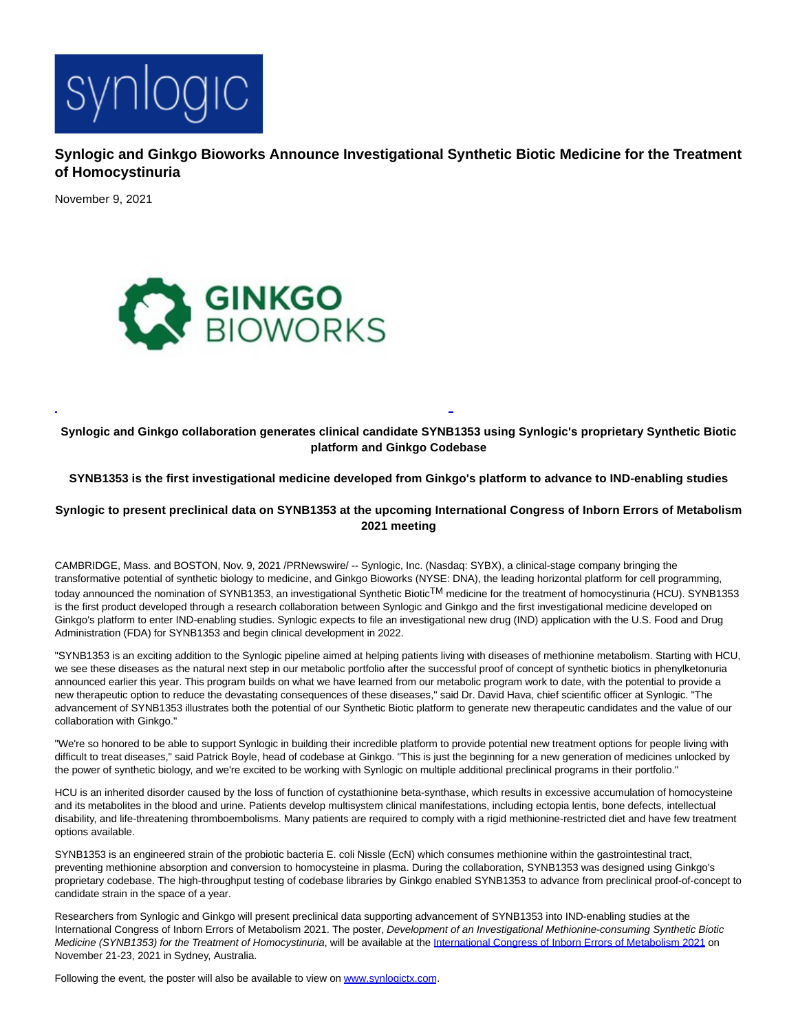# Synlogic and Ginkgo Bioworks Announce Investigational Synthetic Biotic Medicine for the Treatment of Homocystinuria

November 9, 2021

**Synlogic and Ginkgo collaboration generates clinical candidate SYNB1353 using Synlogic's proprietary Synthetic Biotic platform and Ginkgo Codebase**

**SYNB1353 is the first investigational medicine developed from Ginkgo's platform to advance to IND-enabling studies**

**Synlogic to present preclinical data on SYNB1353 at the upcoming International Congress of Inborn Errors of Metabolism 2021 meeting**

CAMBRIDGE, Mass. and BOSTON, Nov. 9, 2021 /PRNewswire/ -- Synlogic, Inc. (Nasdaq: SYBX), a clinical-stage company bringing the transformative potential of synthetic biology to medicine, and Ginkgo Bioworks (NYSE: DNA), the leading horizontal platform for cell programming, today announced the nomination of SYNB1353, an investigational Synthetic Biotic™ medicine for the treatment of homocystinuria (HCU). SYNB1353 is the first product developed through a research collaboration between Synlogic and Ginkgo and the first investigational medicine developed on Ginkgo's platform to enter IND-enabling studies. Synlogic expects to file an investigational new drug (IND) application with the U.S. Food and Drug Administration (FDA) for SYNB1353 and begin clinical development in 2022.

"SYNB1353 is an exciting addition to the Synlogic pipeline aimed at helping patients living with diseases of methionine metabolism. Starting with HCU, we see these diseases as the natural next step in our metabolic portfolio after the successful proof of concept of synthetic biotics in phenylketonuria announced earlier this year. This program builds on what we have learned from our metabolic program work to date, with the potential to provide a new therapeutic option to reduce the devastating consequences of these diseases," said Dr. David Hava, chief scientific officer at Synlogic. "The advancement of SYNB1353 illustrates both the potential of our Synthetic Biotic platform to generate new therapeutic candidates and the value of our collaboration with Ginkgo."

"We're so honored to be able to support Synlogic in building their incredible platform to provide potential new treatment options for people living with difficult to treat diseases," said Patrick Boyle, head of codebase at Ginkgo. "This is just the beginning for a new generation of medicines unlocked by the power of synthetic biology, and we're excited to be working with Synlogic on multiple additional preclinical programs in their portfolio."

HCU is an inherited disorder caused by the loss of function of cystathionine beta-synthase, which results in excessive accumulation of homocysteine and its metabolites in the blood and urine. Patients develop multisystem clinical manifestations, including ectopia lentis, bone defects, intellectual disability, and life-threatening thromboembolisms. Many patients are required to comply with a rigid methionine-restricted diet and have few treatment options available.

SYNB1353 is an engineered strain of the probiotic bacteria E. coli Nissle (EcN) which consumes methionine within the gastrointestinal tract, preventing methionine absorption and conversion to homocysteine in plasma. During the collaboration, SYNB1353 was designed using Ginkgo's proprietary codebase. The high-throughput testing of codebase libraries by Ginkgo enabled SYNB1353 to advance from preclinical proof-of-concept to candidate strain in the space of a year.

Researchers from Synlogic and Ginkgo will present preclinical data supporting advancement of SYNB1353 into IND-enabling studies at the International Congress of Inborn Errors of Metabolism 2021. The poster, *Development of an Investigational Methionine-consuming Synthetic Biotic Medicine (SYNB1353) for the Treatment of Homocystinuria*, will be available at the [International Congress of Inborn Errors of Metabolism 2021]() on November 21-23, 2021 in Sydney, Australia.

Following the event, the poster will also be available to view on [www.synlogictx.com]().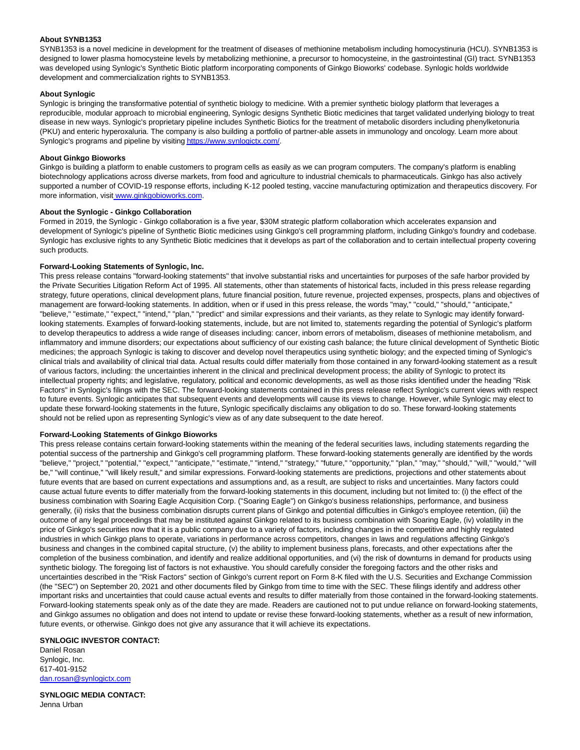**About SYNB1353**

SYNB1353 is a novel medicine in development for the treatment of diseases of methionine metabolism including homocystinuria (HCU). SYNB1353 is designed to lower plasma homocysteine levels by metabolizing methionine, a precursor to homocysteine, in the gastrointestinal (GI) tract. SYNB1353 was developed using Synlogic's Synthetic Biotic platform incorporating components of Ginkgo Bioworks' codebase. Synlogic holds worldwide development and commercialization rights to SYNB1353.

**About Synlogic**

Synlogic is bringing the transformative potential of synthetic biology to medicine. With a premier synthetic biology platform that leverages a reproducible, modular approach to microbial engineering, Synlogic designs Synthetic Biotic medicines that target validated underlying biology to treat disease in new ways. Synlogic's proprietary pipeline includes Synthetic Biotics for the treatment of metabolic disorders including phenylketonuria (PKU) and enteric hyperoxaluria. The company is also building a portfolio of partner-able assets in immunology and oncology. Learn more about Synlogic's programs and pipeline by visiting [https://www.synlogictx.com/](https://www.synlogictx.com/).

**About Ginkgo Bioworks**

Ginkgo is building a platform to enable customers to program cells as easily as we can program computers. The company's platform is enabling biotechnology applications across diverse markets, from food and agriculture to industrial chemicals to pharmaceuticals. Ginkgo has also actively supported a number of COVID-19 response efforts, including K-12 pooled testing, vaccine manufacturing optimization and therapeutics discovery. For more information, visit [www.ginkgobioworks.com](www.ginkgobioworks.com).

**About the Synlogic - Ginkgo Collaboration**

Formed in 2019, the Synlogic - Ginkgo collaboration is a five year, $30M strategic platform collaboration which accelerates expansion and development of Synlogic's pipeline of Synthetic Biotic medicines using Ginkgo's cell programming platform, including Ginkgo's foundry and codebase. Synlogic has exclusive rights to any Synthetic Biotic medicines that it develops as part of the collaboration and to certain intellectual property covering such products.

**Forward-Looking Statements of Synlogic, Inc.**

This press release contains "forward-looking statements" that involve substantial risks and uncertainties for purposes of the safe harbor provided by the Private Securities Litigation Reform Act of 1995. All statements, other than statements of historical facts, included in this press release regarding strategy, future operations, clinical development plans, future financial position, future revenue, projected expenses, prospects, plans and objectives of management are forward-looking statements. In addition, when or if used in this press release, the words "may," "could," "should," "anticipate," "believe," "estimate," "expect," "intend," "plan," "predict" and similar expressions and their variants, as they relate to Synlogic may identify forward-looking statements. Examples of forward-looking statements, include, but are not limited to, statements regarding the potential of Synlogic's platform to develop therapeutics to address a wide range of diseases including: cancer, inborn errors of metabolism, diseases of methionine metabolism, and inflammatory and immune disorders; our expectations about sufficiency of our existing cash balance; the future clinical development of Synthetic Biotic medicines; the approach Synlogic is taking to discover and develop novel therapeutics using synthetic biology; and the expected timing of Synlogic's clinical trials and availability of clinical trial data. Actual results could differ materially from those contained in any forward-looking statement as a result of various factors, including: the uncertainties inherent in the clinical and preclinical development process; the ability of Synlogic to protect its intellectual property rights; and legislative, regulatory, political and economic developments, as well as those risks identified under the heading "Risk Factors" in Synlogic's filings with the SEC. The forward-looking statements contained in this press release reflect Synlogic's current views with respect to future events. Synlogic anticipates that subsequent events and developments will cause its views to change. However, while Synlogic may elect to update these forward-looking statements in the future, Synlogic specifically disclaims any obligation to do so. These forward-looking statements should not be relied upon as representing Synlogic's view as of any date subsequent to the date hereof.

**Forward-Looking Statements of Ginkgo Bioworks**

This press release contains certain forward-looking statements within the meaning of the federal securities laws, including statements regarding the potential success of the partnership and Ginkgo's cell programming platform. These forward-looking statements generally are identified by the words "believe," "project," "potential," "expect," "anticipate," "estimate," "intend," "strategy," "future," "opportunity," "plan," "may," "should," "will," "would," "will be," "will continue," "will likely result," and similar expressions. Forward-looking statements are predictions, projections and other statements about future events that are based on current expectations and assumptions and, as a result, are subject to risks and uncertainties. Many factors could cause actual future events to differ materially from the forward-looking statements in this document, including but not limited to: (i) the effect of the business combination with Soaring Eagle Acquisition Corp. ("Soaring Eagle") on Ginkgo's business relationships, performance, and business generally, (ii) risks that the business combination disrupts current plans of Ginkgo and potential difficulties in Ginkgo's employee retention, (iii) the outcome of any legal proceedings that may be instituted against Ginkgo related to its business combination with Soaring Eagle, (iv) volatility in the price of Ginkgo's securities now that it is a public company due to a variety of factors, including changes in the competitive and highly regulated industries in which Ginkgo plans to operate, variations in performance across competitors, changes in laws and regulations affecting Ginkgo's business and changes in the combined capital structure, (v) the ability to implement business plans, forecasts, and other expectations after the completion of the business combination, and identify and realize additional opportunities, and (vi) the risk of downturns in demand for products using synthetic biology. The foregoing list of factors is not exhaustive. You should carefully consider the foregoing factors and the other risks and uncertainties described in the "Risk Factors" section of Ginkgo's current report on Form 8-K filed with the U.S. Securities and Exchange Commission (the "SEC") on September 20, 2021 and other documents filed by Ginkgo from time to time with the SEC. These filings identify and address other important risks and uncertainties that could cause actual events and results to differ materially from those contained in the forward-looking statements. Forward-looking statements speak only as of the date they are made. Readers are cautioned not to put undue reliance on forward-looking statements, and Ginkgo assumes no obligation and does not intend to update or revise these forward-looking statements, whether as a result of new information, future events, or otherwise. Ginkgo does not give any assurance that it will achieve its expectations.

**SYNLOGIC INVESTOR CONTACT:**

Daniel Rosan
Synlogic, Inc.
617-401-9152
[dan.rosan@synlogictx.com](mailto:dan.rosan@synlogictx.com)

**SYNLOGIC MEDIA CONTACT:**

Jenna Urban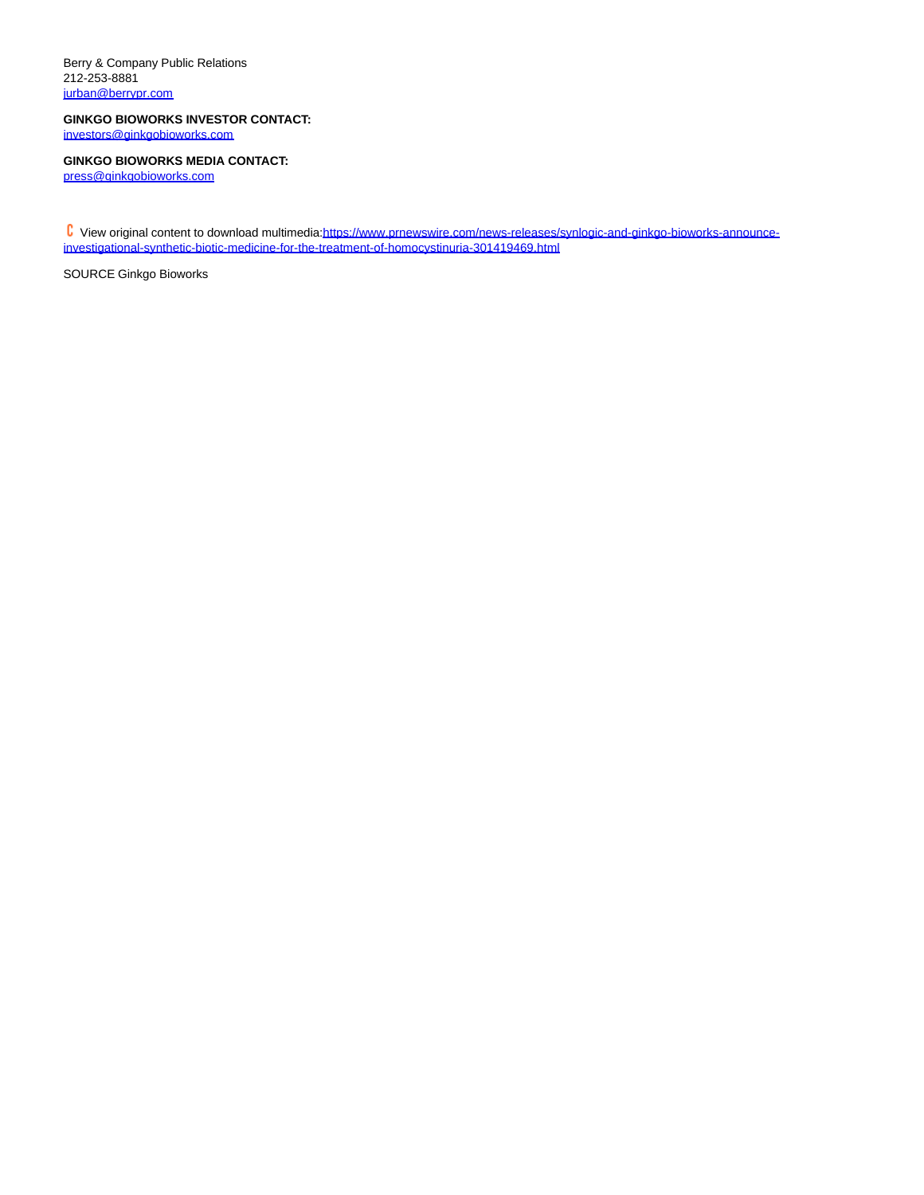Berry & Company Public Relations
212-253-8881
jurban@berrypr.com

**GINKGO BIOWORKS INVESTOR CONTACT:**
investors@ginkgobioworks.com

**GINKGO BIOWORKS MEDIA CONTACT:**
press@ginkgobioworks.com

View original content to download multimedia:https://www.prnewswire.com/news-releases/synlogic-and-ginkgo-bioworks-announce-investigational-synthetic-biotic-medicine-for-the-treatment-of-homocystinuria-301419469.html

SOURCE Ginkgo Bioworks